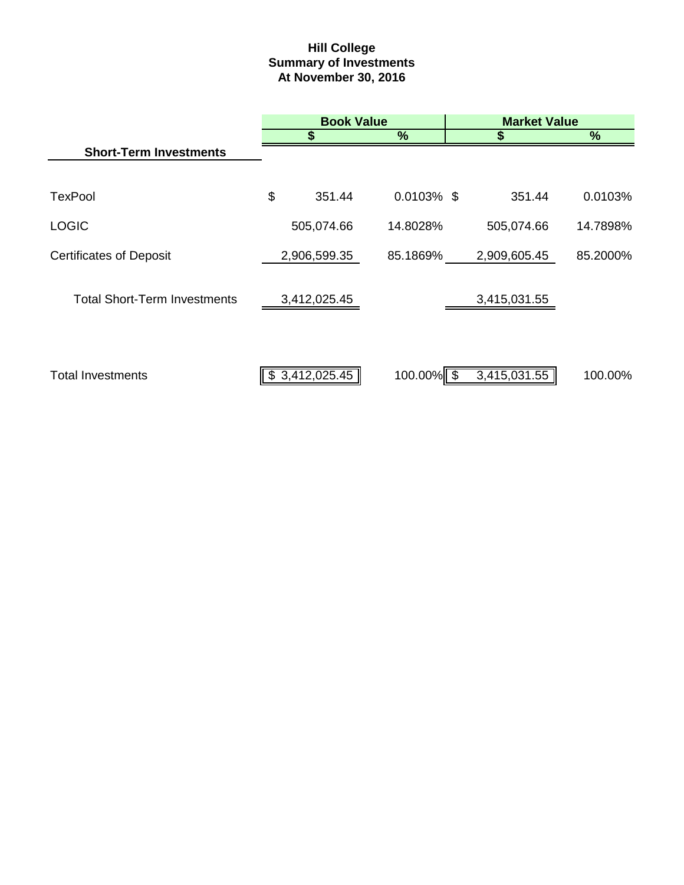# Hill College
## Summary of Investments
### At November 30, 2016

| | Book Value | | Market Value | |
|---|---|---|---|---|
| | $ | % | $ | % |
| **Short-Term Investments** | | | | |
| TexPool | $ 351.44 | 0.0103% | $ 351.44 | 0.0103% |
| LOGIC | 505,074.66 | 14.8028% | 505,074.66 | 14.7898% |
| Certificates of Deposit | 2,906,599.35 | 85.1869% | 2,909,605.45 | 85.2000% |
| Total Short-Term Investments | 3,412,025.45 | | 3,415,031.55 | |
| Total Investments | $ 3,412,025.45 | 100.00% | $ 3,415,031.55 | 100.00% |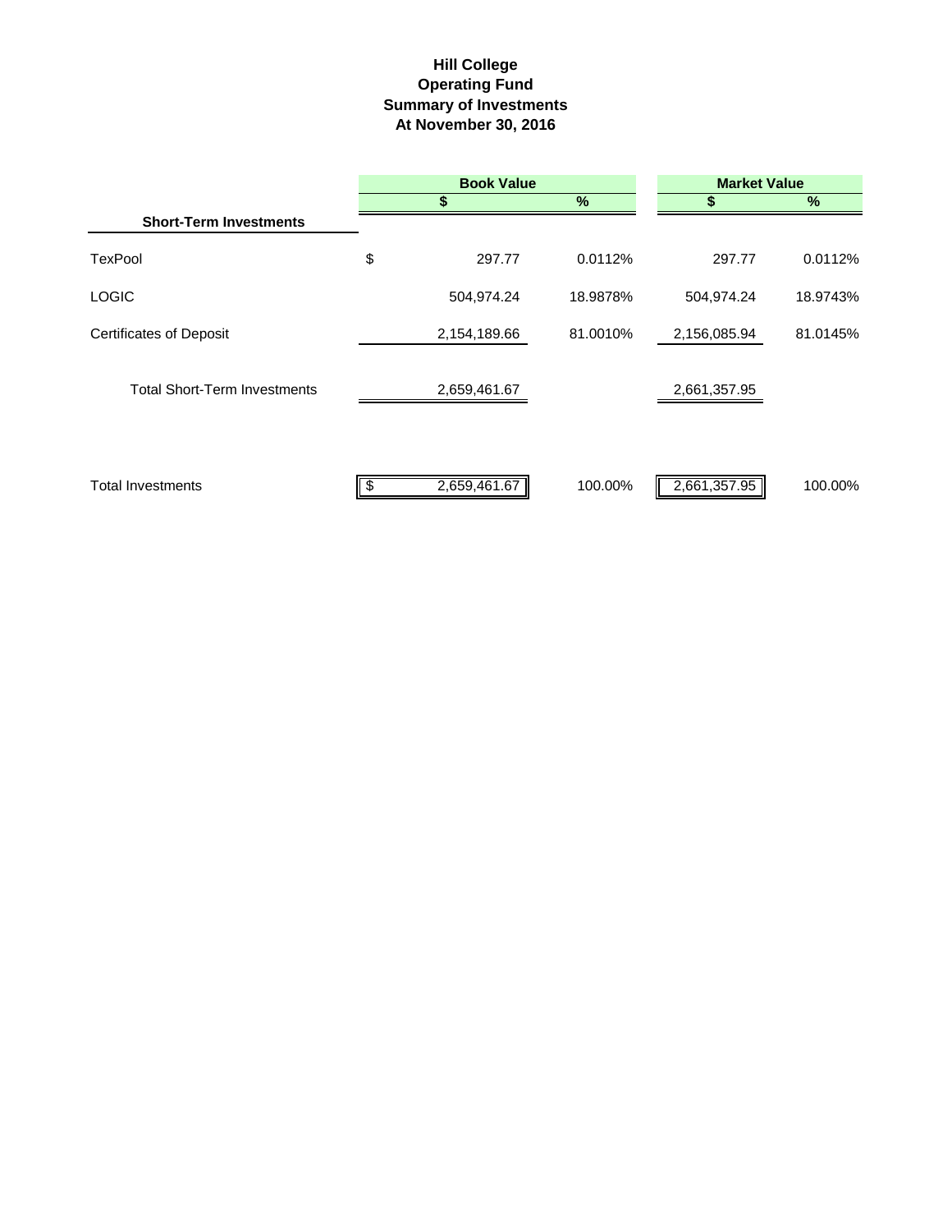# Hill College
## Operating Fund
## Summary of Investments
## At November 30, 2016

| | Book Value | | Market Value | |
|---|---|---|---|---|
| **Short-Term Investments** | **$** | **%** | **$** | **%** |
| TexPool | $ 297.77 | 0.0112% | 297.77 | 0.0112% |
| LOGIC | 504,974.24 | 18.9878% | 504,974.24 | 18.9743% |
| Certificates of Deposit | 2,154,189.66 | 81.0010% | 2,156,085.94 | 81.0145% |
| Total Short-Term Investments | 2,659,461.67 | | 2,661,357.95 | |
| Total Investments | $ 2,659,461.67 | 100.00% | 2,661,357.95 | 100.00% |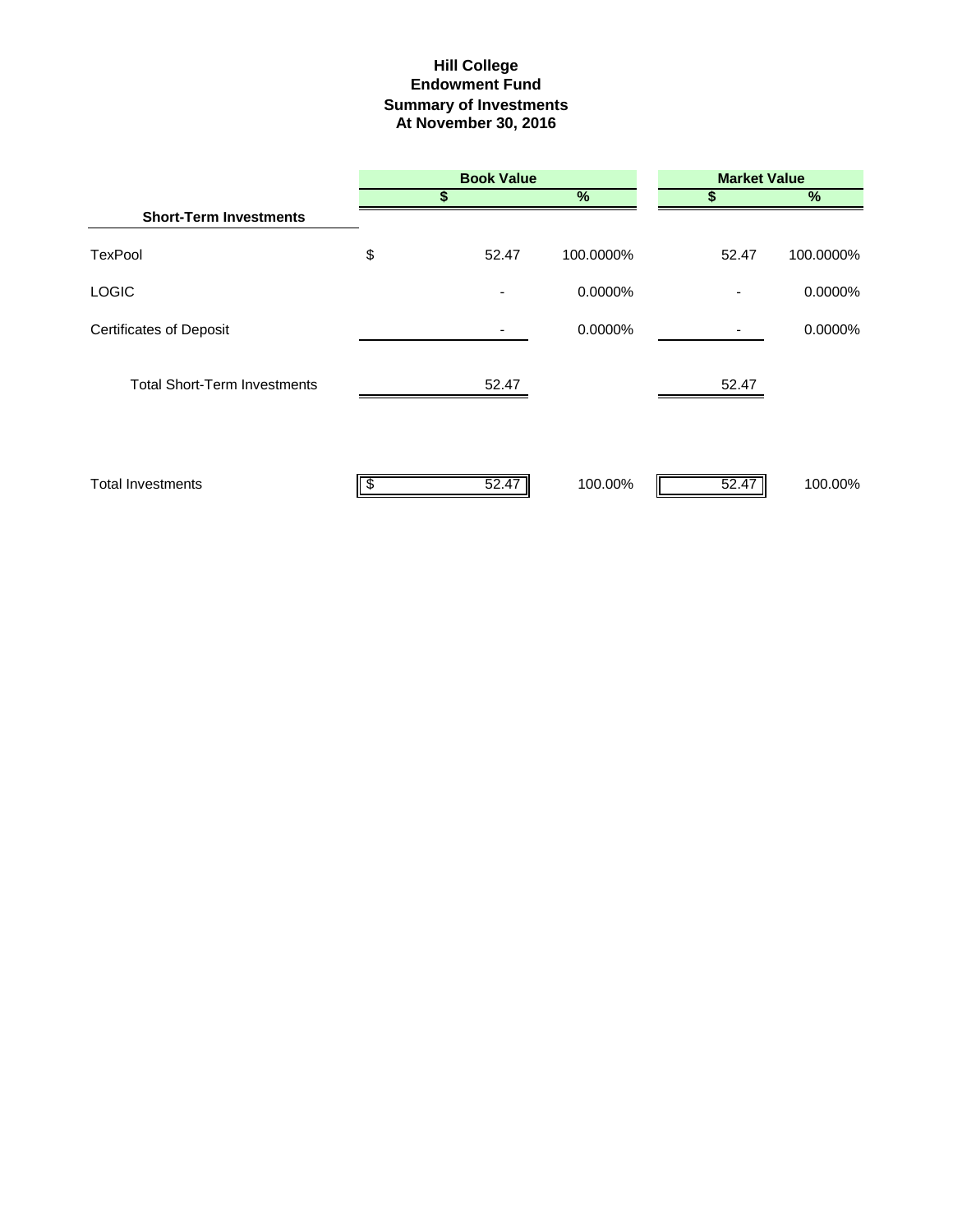# Hill College
## Endowment Fund
## Summary of Investments
## At November 30, 2016

| | Book Value | | Market Value | |
|---|---|---|---|---|
| | $ | % | $ | % |
| **Short-Term Investments** | | | | |
| TexPool | $ 52.47 | 100.0000% | 52.47 | 100.0000% |
| LOGIC | - | 0.0000% | - | 0.0000% |
| Certificates of Deposit | - | 0.0000% | - | 0.0000% |
| Total Short-Term Investments | 52.47 | | 52.47 | |
| Total Investments | $ 52.47 | 100.00% | 52.47 | 100.00% |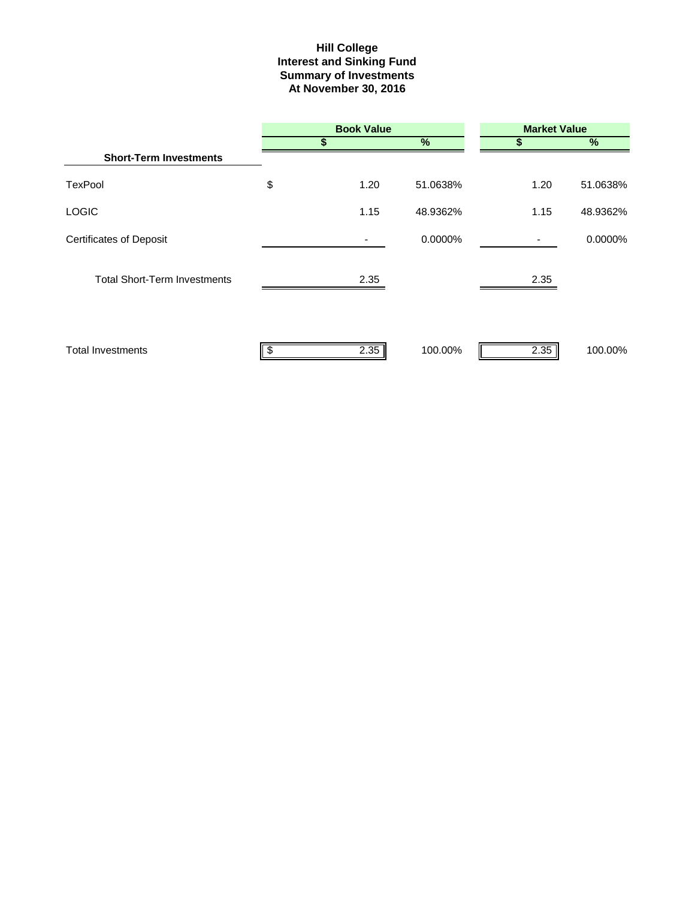# Hill College
## Interest and Sinking Fund
## Summary of Investments
## At November 30, 2016

| | Book Value | | Market Value | |
|---|---|---|---|---|
| | $ | % | $ | % |
| **Short-Term Investments** | | | | |
| TexPool | $ 1.20 | 51.0638% | 1.20 | 51.0638% |
| LOGIC | 1.15 | 48.9362% | 1.15 | 48.9362% |
| Certificates of Deposit | - | 0.0000% | - | 0.0000% |
| Total Short-Term Investments | 2.35 | | 2.35 | |
| Total Investments | $ 2.35 | 100.00% | 2.35 | 100.00% |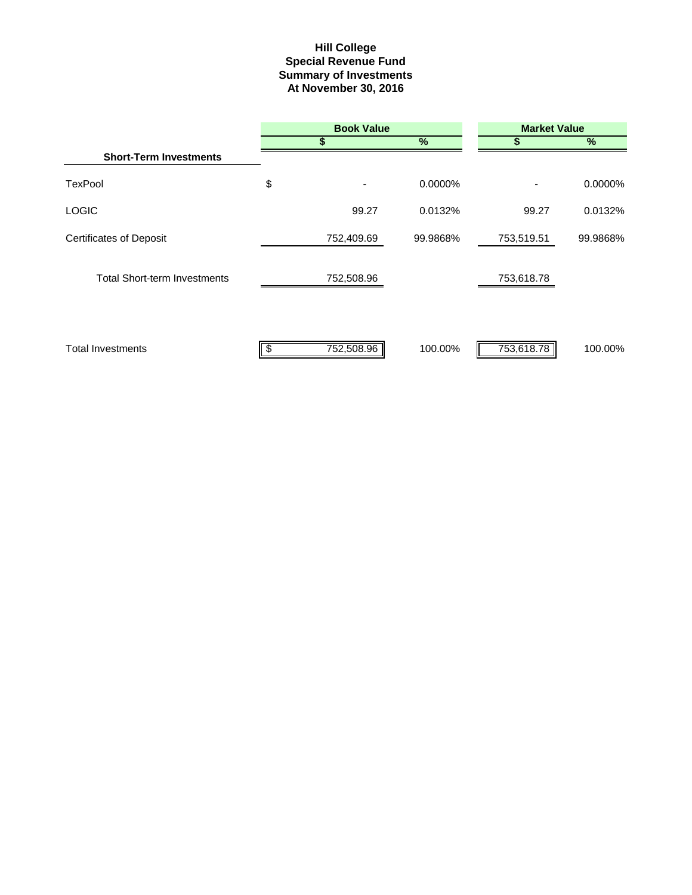# Hill College
## Special Revenue Fund
## Summary of Investments
## At November 30, 2016

| | Book Value | | Market Value | |
|---|---|---|---|---|
| | $ | % | $ | % |
| **Short-Term Investments** | | | | |
| TexPool | $ - | 0.0000% | - | 0.0000% |
| LOGIC | 99.27 | 0.0132% | 99.27 | 0.0132% |
| Certificates of Deposit | 752,409.69 | 99.9868% | 753,519.51 | 99.9868% |
| Total Short-term Investments | 752,508.96 | | 753,618.78 | |
| Total Investments | $ 752,508.96 | 100.00% | 753,618.78 | 100.00% |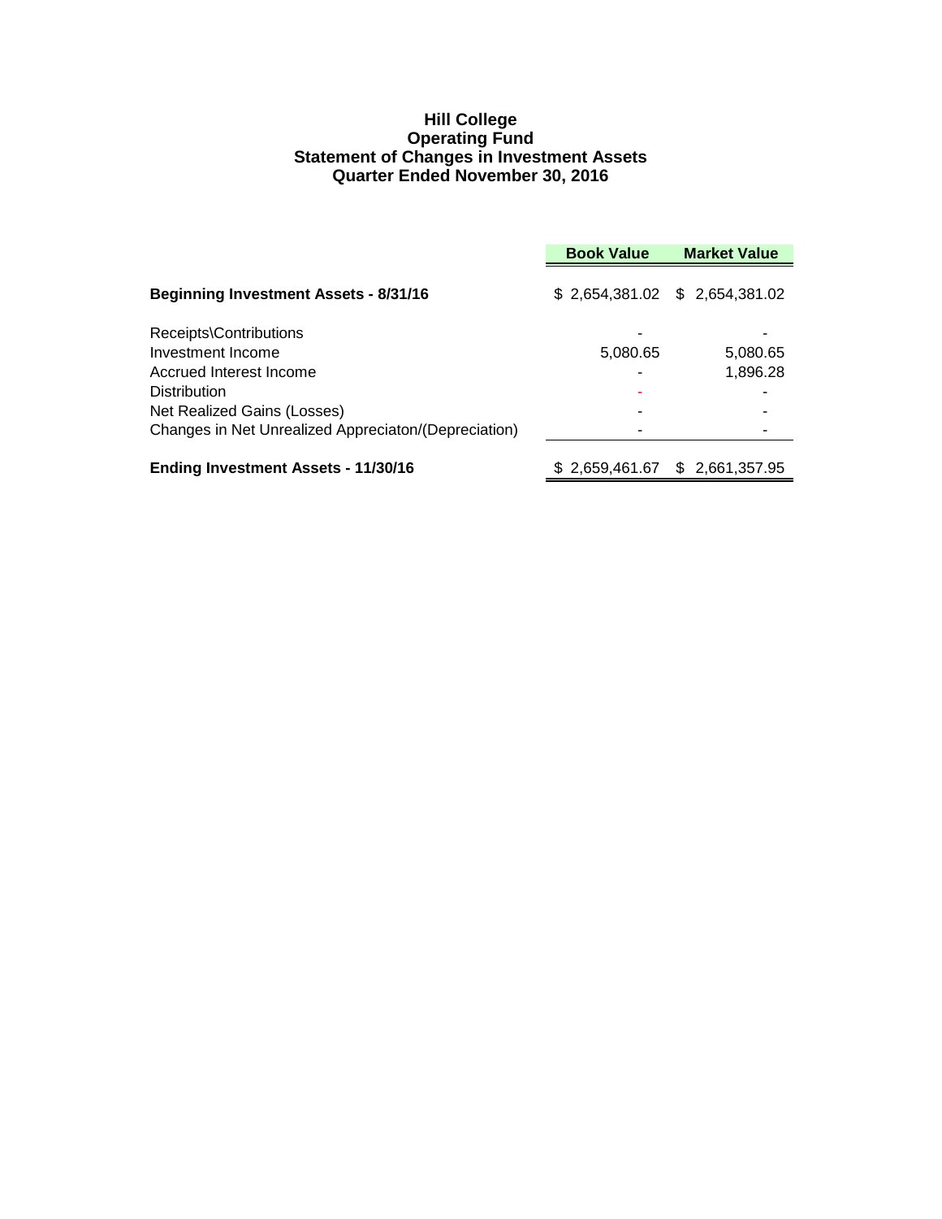# Hill College
## Operating Fund
## Statement of Changes in Investment Assets
## Quarter Ended November 30, 2016

| | Book Value | Market Value |
|---|---|---|
| **Beginning Investment Assets - 8/31/16** | $ 2,654,381.02 | $ 2,654,381.02 |
| Receipts\Contributions | - | - |
| Investment Income | 5,080.65 | 5,080.65 |
| Accrued Interest Income | - | 1,896.28 |
| Distribution | - | - |
| Net Realized Gains (Losses) | - | - |
| Changes in Net Unrealized Appreciaton/(Depreciation) | - | - |
| **Ending Investment Assets - 11/30/16** | $ 2,659,461.67 | $ 2,661,357.95 |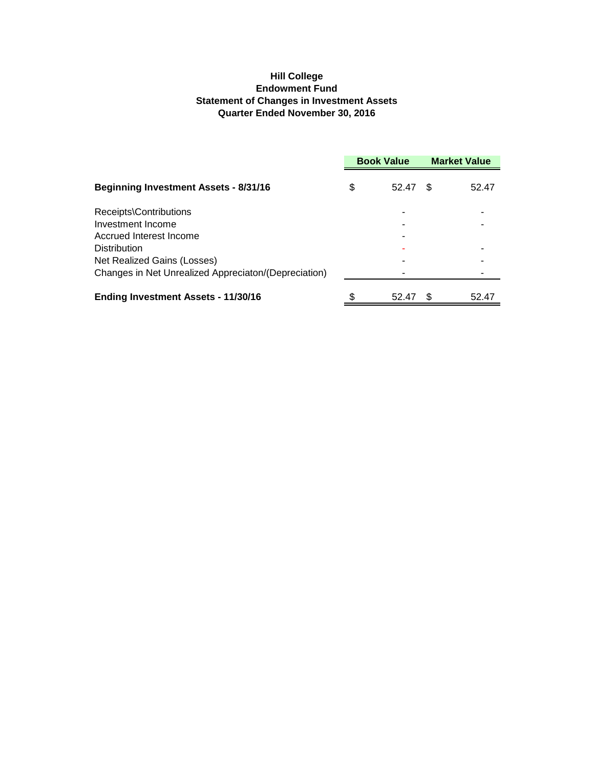**Hill College**
**Endowment Fund**
**Statement of Changes in Investment Assets**
**Quarter Ended November 30, 2016**

| | Book Value | Market Value |
|---|---|---|
| **Beginning Investment Assets - 8/31/16** | $ 52.47 | $ 52.47 |
| Receipts\Contributions | - | - |
| Investment Income | - | - |
| Accrued Interest Income | - | |
| Distribution | - | - |
| Net Realized Gains (Losses) | - | - |
| Changes in Net Unrealized Appreciaton/(Depreciation) | - | - |
| **Ending Investment Assets - 11/30/16** | $ 52.47 | $ 52.47 |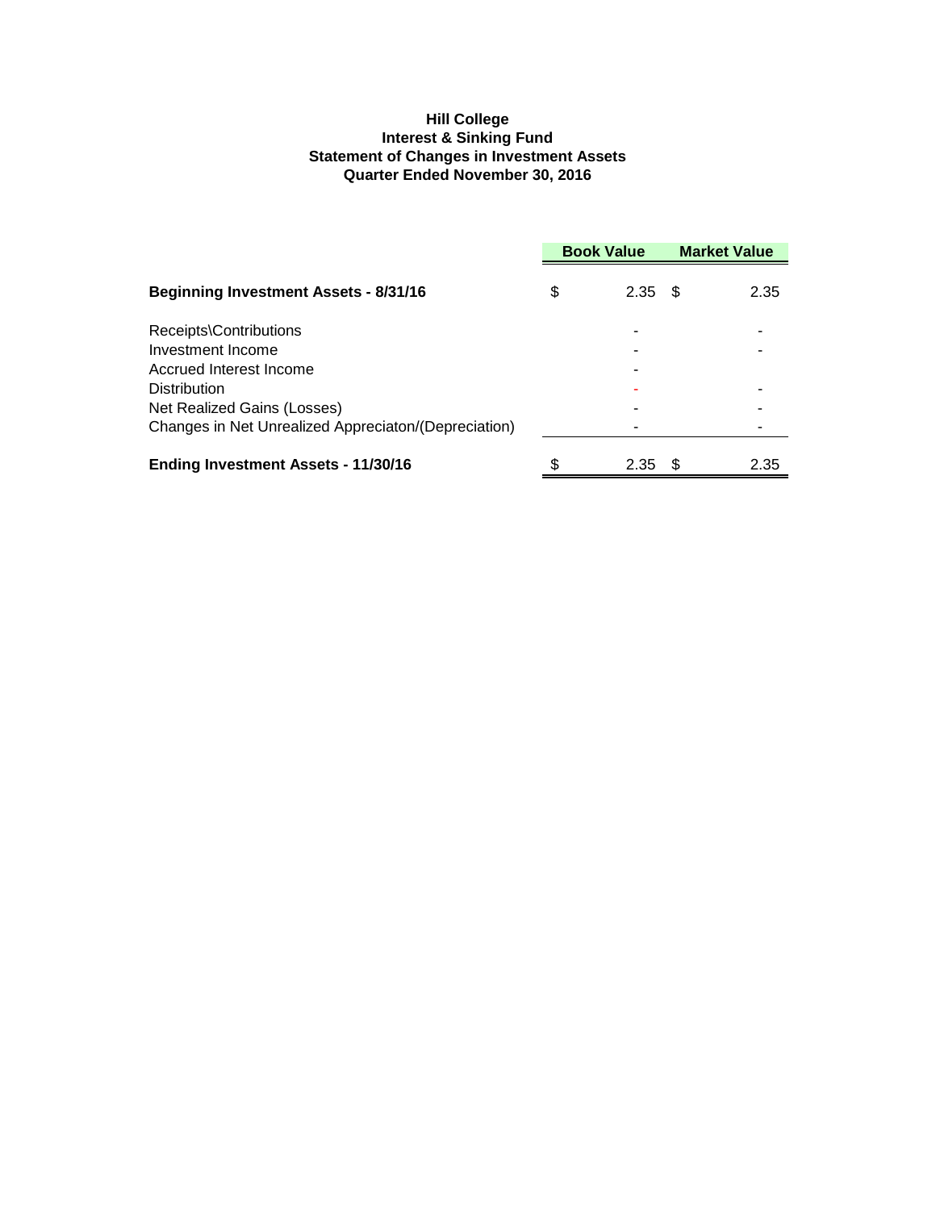**Hill College**
**Interest & Sinking Fund**
**Statement of Changes in Investment Assets**
**Quarter Ended November 30, 2016**

| | Book Value | Market Value |
|---|---|---|
| **Beginning Investment Assets - 8/31/16** | $ 2.35 | $ 2.35 |
| Receipts\Contributions | - | - |
| Investment Income | - | - |
| Accrued Interest Income | - | |
| Distribution | - | - |
| Net Realized Gains (Losses) | - | - |
| Changes in Net Unrealized Appreciaton/(Depreciation) | - | - |
| **Ending Investment Assets - 11/30/16** | $ 2.35 | $ 2.35 |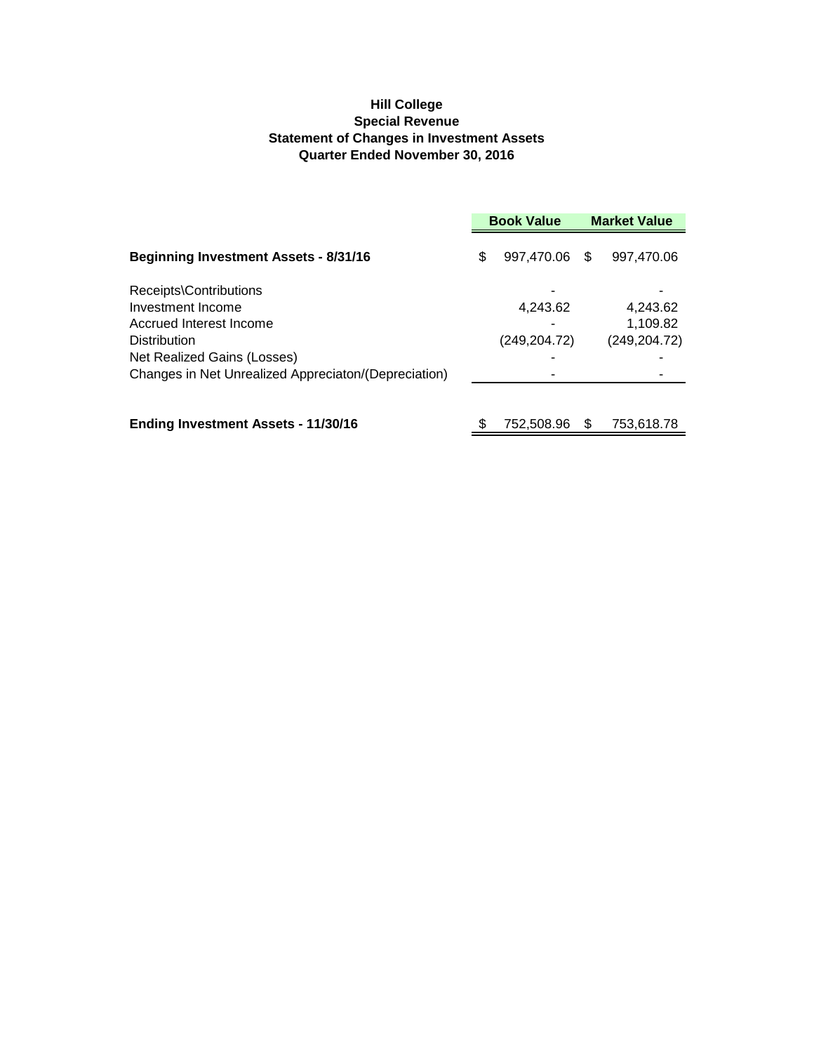**Hill College**
**Special Revenue**
**Statement of Changes in Investment Assets**
**Quarter Ended November 30, 2016**

| | Book Value | Market Value |
|---|---|---|
| **Beginning Investment Assets - 8/31/16** | $ 997,470.06 | $ 997,470.06 |
| Receipts\Contributions | - | - |
| Investment Income | 4,243.62 | 4,243.62 |
| Accrued Interest Income | - | 1,109.82 |
| Distribution | (249,204.72) | (249,204.72) |
| Net Realized Gains (Losses) | - | - |
| Changes in Net Unrealized Appreciaton/(Depreciation) | - | - |
| **Ending Investment Assets - 11/30/16** | $ 752,508.96 | $ 753,618.78 |